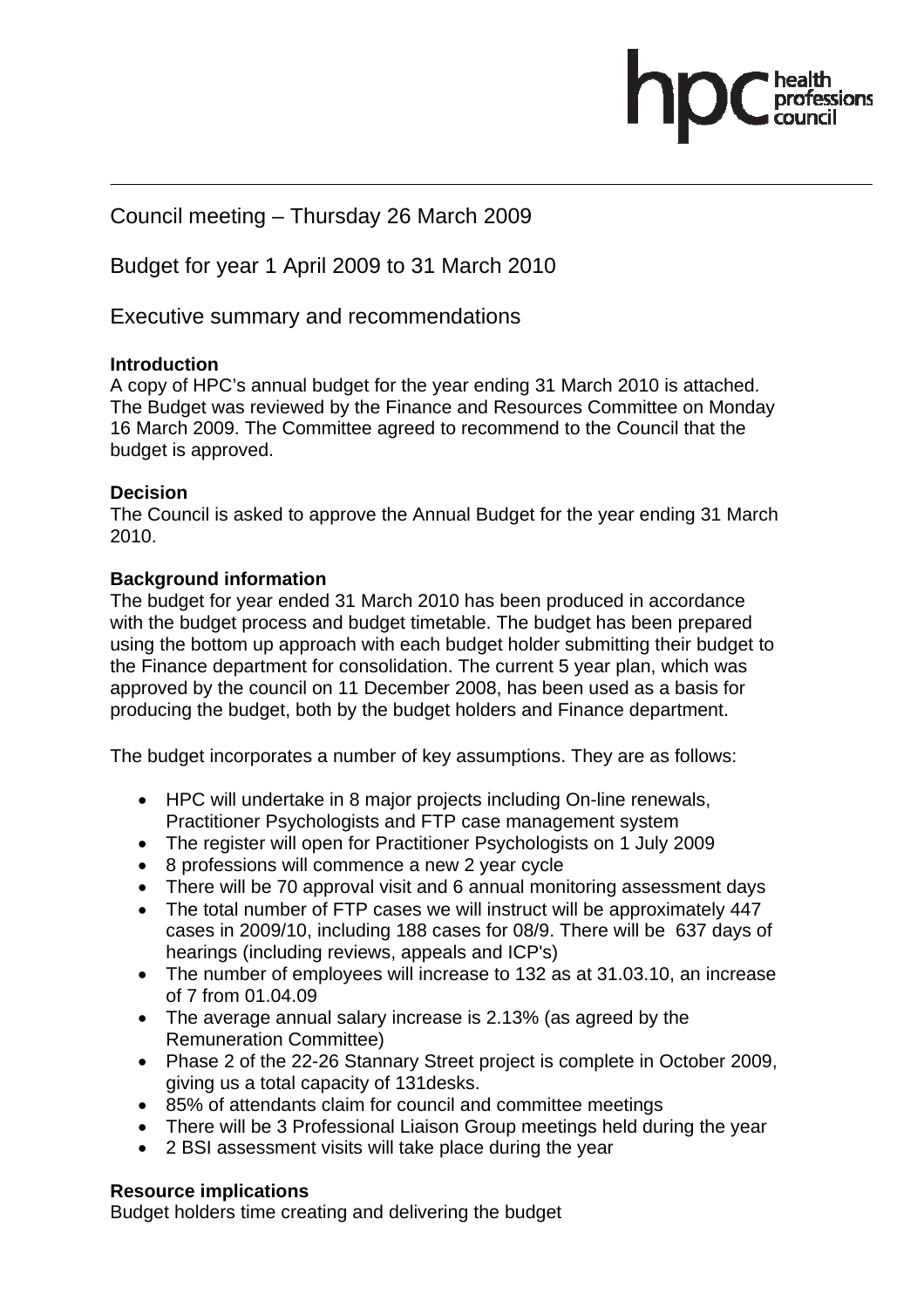Council meeting – Thursday 26 March 2009

Budget for year 1 April 2009 to 31 March 2010

Executive summary and recommendations

**Introduction**
A copy of HPC's annual budget for the year ending 31 March 2010 is attached. The Budget was reviewed by the Finance and Resources Committee on Monday 16 March 2009. The Committee agreed to recommend to the Council that the budget is approved.

**Decision**
The Council is asked to approve the Annual Budget for the year ending 31 March 2010.

**Background information**
The budget for year ended 31 March 2010 has been produced in accordance with the budget process and budget timetable. The budget has been prepared using the bottom up approach with each budget holder submitting their budget to the Finance department for consolidation. The current 5 year plan, which was approved by the council on 11 December 2008, has been used as a basis for producing the budget, both by the budget holders and Finance department.

The budget incorporates a number of key assumptions. They are as follows:

- HPC will undertake in 8 major projects including On-line renewals, Practitioner Psychologists and FTP case management system
- The register will open for Practitioner Psychologists on 1 July 2009
- 8 professions will commence a new 2 year cycle
- There will be 70 approval visit and 6 annual monitoring assessment days
- The total number of FTP cases we will instruct will be approximately 447 cases in 2009/10, including 188 cases for 08/9. There will be 637 days of hearings (including reviews, appeals and ICP's)
- The number of employees will increase to 132 as at 31.03.10, an increase of 7 from 01.04.09
- The average annual salary increase is 2.13% (as agreed by the Remuneration Committee)
- Phase 2 of the 22-26 Stannary Street project is complete in October 2009, giving us a total capacity of 131desks.
- 85% of attendants claim for council and committee meetings
- There will be 3 Professional Liaison Group meetings held during the year
- 2 BSI assessment visits will take place during the year

**Resource implications**
Budget holders time creating and delivering the budget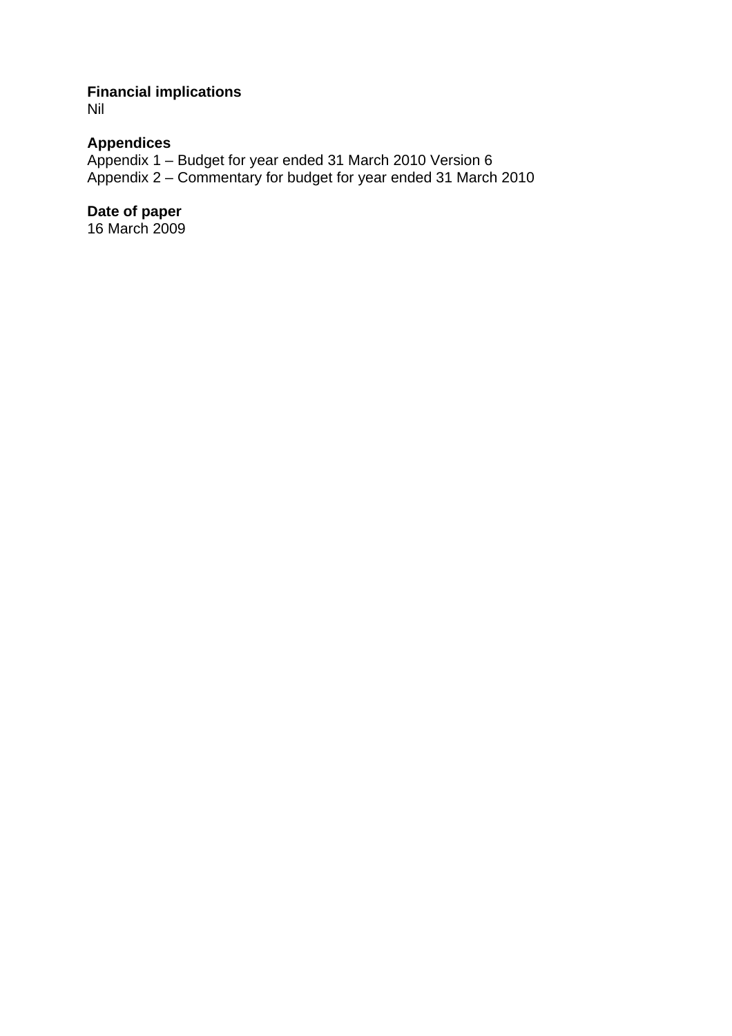**Financial implications**
Nil

**Appendices**
Appendix 1 – Budget for year ended 31 March 2010 Version 6
Appendix 2 – Commentary for budget for year ended 31 March 2010

**Date of paper**
16 March 2009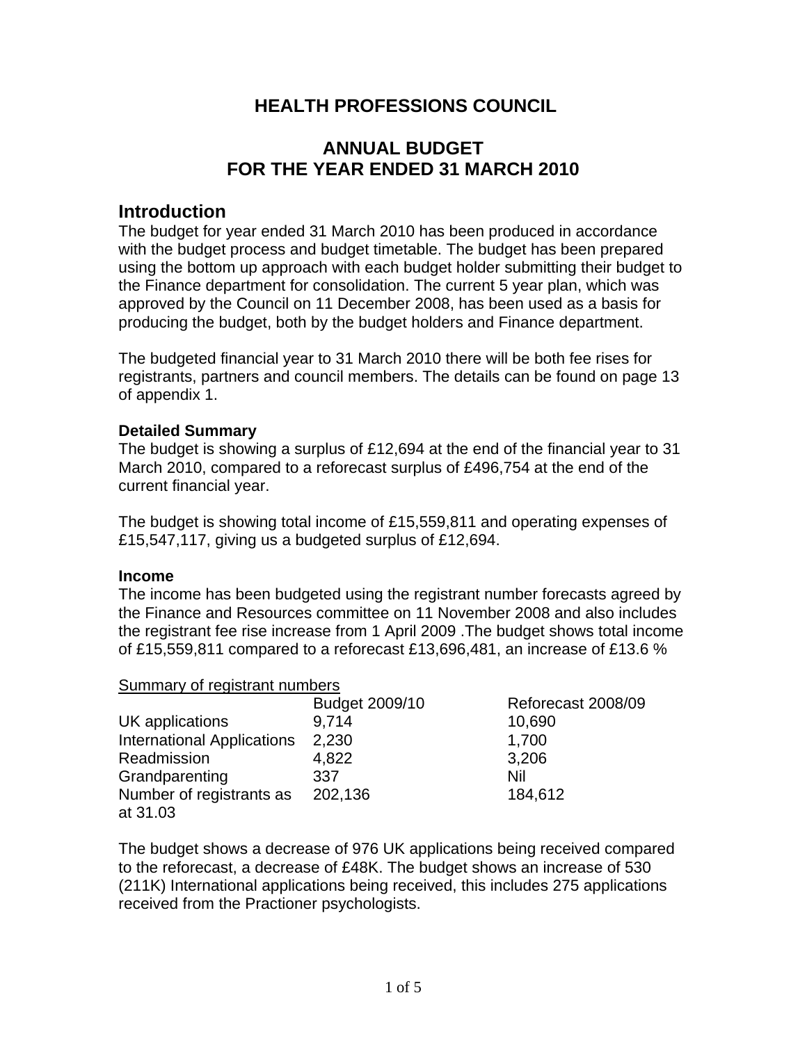# HEALTH PROFESSIONS COUNCIL

# ANNUAL BUDGET
# FOR THE YEAR ENDED 31 MARCH 2010

## Introduction

The budget for year ended 31 March 2010 has been produced in accordance with the budget process and budget timetable. The budget has been prepared using the bottom up approach with each budget holder submitting their budget to the Finance department for consolidation. The current 5 year plan, which was approved by the Council on 11 December 2008, has been used as a basis for producing the budget, both by the budget holders and Finance department.

The budgeted financial year to 31 March 2010 there will be both fee rises for registrants, partners and council members. The details can be found on page 13 of appendix 1.

**Detailed Summary**

The budget is showing a surplus of £12,694 at the end of the financial year to 31 March 2010, compared to a reforecast surplus of £496,754 at the end of the current financial year.

The budget is showing total income of £15,559,811 and operating expenses of £15,547,117, giving us a budgeted surplus of £12,694.

**Income**

The income has been budgeted using the registrant number forecasts agreed by the Finance and Resources committee on 11 November 2008 and also includes the registrant fee rise increase from 1 April 2009 .The budget shows total income of £15,559,811 compared to a reforecast £13,696,481, an increase of £13.6 %

Summary of registrant numbers

| | Budget 2009/10 | Reforecast 2008/09 |
|---|---|---|
| UK applications | 9,714 | 10,690 |
| International Applications | 2,230 | 1,700 |
| Readmission | 4,822 | 3,206 |
| Grandparenting | 337 | Nil |
| Number of registrants as at 31.03 | 202,136 | 184,612 |

The budget shows a decrease of 976 UK applications being received compared to the reforecast, a decrease of £48K. The budget shows an increase of 530 (211K) International applications being received, this includes 275 applications received from the Practioner psychologists.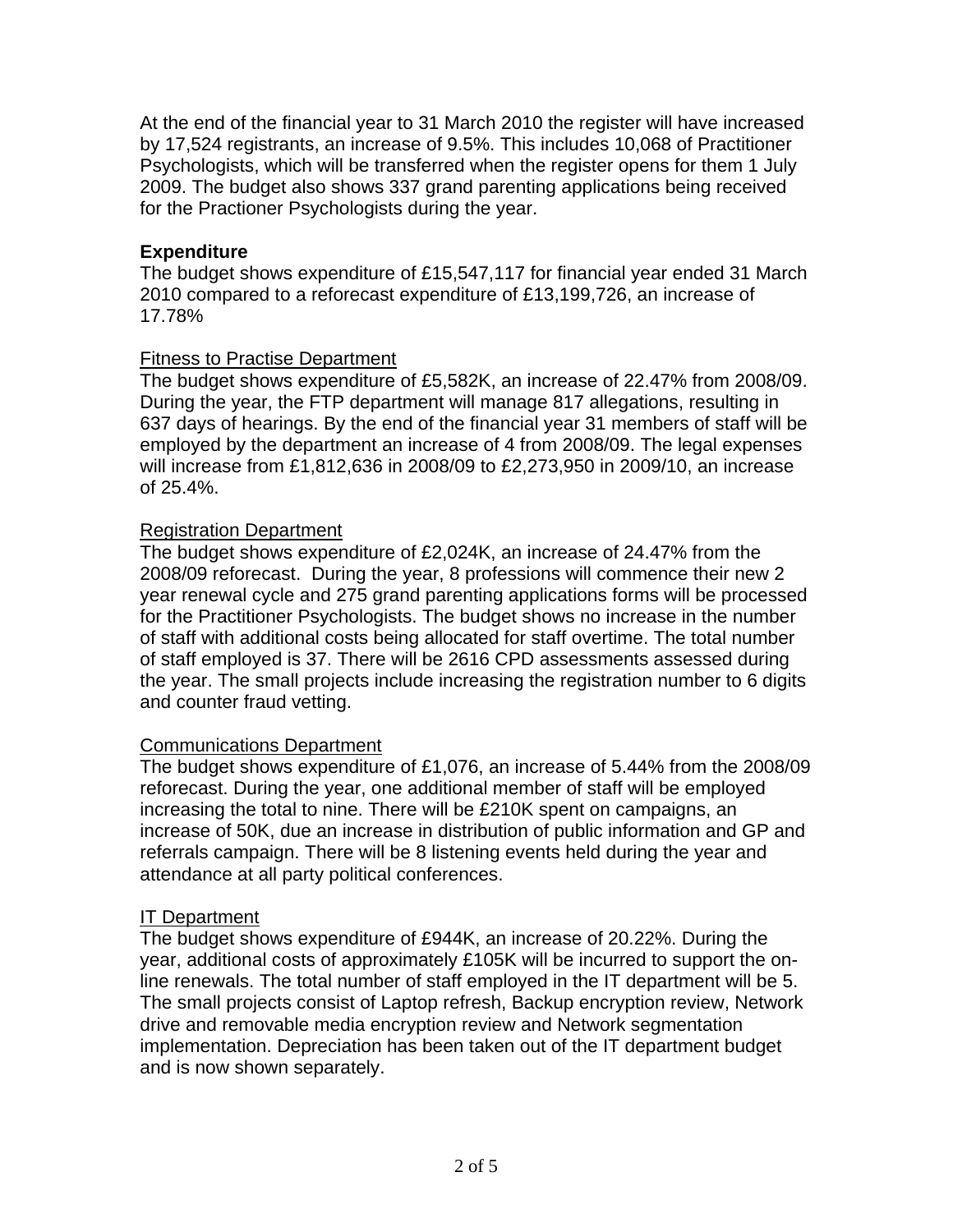At the end of the financial year to 31 March 2010 the register will have increased by 17,524 registrants, an increase of 9.5%. This includes 10,068 of Practitioner Psychologists, which will be transferred when the register opens for them 1 July 2009. The budget also shows 337 grand parenting applications being received for the Practioner Psychologists during the year.

**Expenditure**
The budget shows expenditure of £15,547,117 for financial year ended 31 March 2010 compared to a reforecast expenditure of £13,199,726, an increase of 17.78%

Fitness to Practise Department
The budget shows expenditure of £5,582K, an increase of 22.47% from 2008/09. During the year, the FTP department will manage 817 allegations, resulting in 637 days of hearings. By the end of the financial year 31 members of staff will be employed by the department an increase of 4 from 2008/09. The legal expenses will increase from £1,812,636 in 2008/09 to £2,273,950 in 2009/10, an increase of 25.4%.

Registration Department
The budget shows expenditure of £2,024K, an increase of 24.47% from the 2008/09 reforecast. During the year, 8 professions will commence their new 2 year renewal cycle and 275 grand parenting applications forms will be processed for the Practitioner Psychologists. The budget shows no increase in the number of staff with additional costs being allocated for staff overtime. The total number of staff employed is 37. There will be 2616 CPD assessments assessed during the year. The small projects include increasing the registration number to 6 digits and counter fraud vetting.

Communications Department
The budget shows expenditure of £1,076, an increase of 5.44% from the 2008/09 reforecast. During the year, one additional member of staff will be employed increasing the total to nine. There will be £210K spent on campaigns, an increase of 50K, due an increase in distribution of public information and GP and referrals campaign. There will be 8 listening events held during the year and attendance at all party political conferences.

IT Department
The budget shows expenditure of £944K, an increase of 20.22%. During the year, additional costs of approximately £105K will be incurred to support the on-line renewals. The total number of staff employed in the IT department will be 5. The small projects consist of Laptop refresh, Backup encryption review, Network drive and removable media encryption review and Network segmentation implementation. Depreciation has been taken out of the IT department budget and is now shown separately.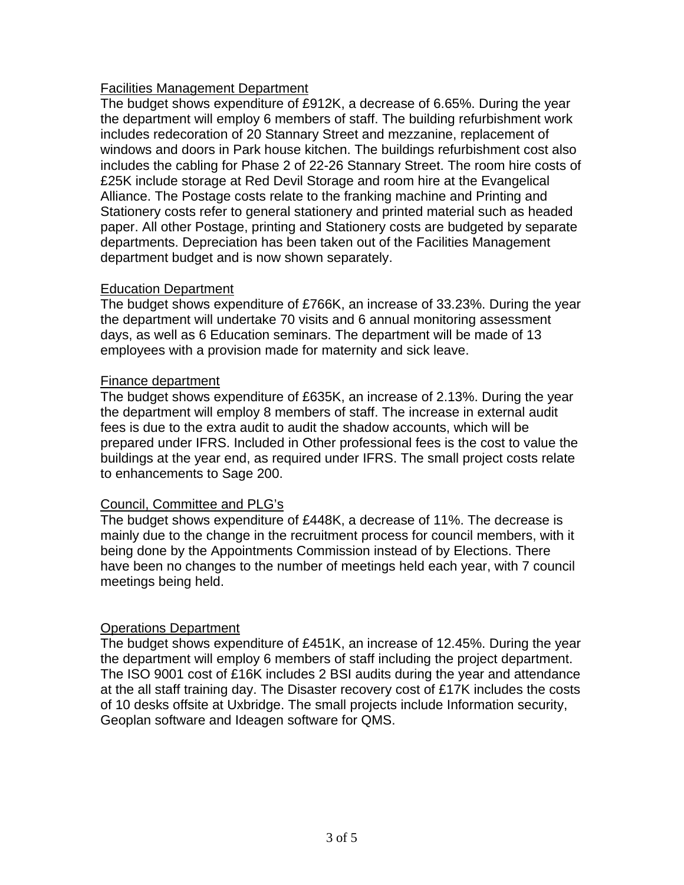<u>Facilities Management Department</u>

The budget shows expenditure of £912K, a decrease of 6.65%. During the year the department will employ 6 members of staff. The building refurbishment work includes redecoration of 20 Stannary Street and mezzanine, replacement of windows and doors in Park house kitchen. The buildings refurbishment cost also includes the cabling for Phase 2 of 22-26 Stannary Street. The room hire costs of £25K include storage at Red Devil Storage and room hire at the Evangelical Alliance. The Postage costs relate to the franking machine and Printing and Stationery costs refer to general stationery and printed material such as headed paper. All other Postage, printing and Stationery costs are budgeted by separate departments. Depreciation has been taken out of the Facilities Management department budget and is now shown separately.

<u>Education Department</u>

The budget shows expenditure of £766K, an increase of 33.23%. During the year the department will undertake 70 visits and 6 annual monitoring assessment days, as well as 6 Education seminars. The department will be made of 13 employees with a provision made for maternity and sick leave.

<u>Finance department</u>

The budget shows expenditure of £635K, an increase of 2.13%. During the year the department will employ 8 members of staff. The increase in external audit fees is due to the extra audit to audit the shadow accounts, which will be prepared under IFRS. Included in Other professional fees is the cost to value the buildings at the year end, as required under IFRS. The small project costs relate to enhancements to Sage 200.

<u>Council, Committee and PLG's</u>

The budget shows expenditure of £448K, a decrease of 11%. The decrease is mainly due to the change in the recruitment process for council members, with it being done by the Appointments Commission instead of by Elections. There have been no changes to the number of meetings held each year, with 7 council meetings being held.

<u>Operations Department</u>

The budget shows expenditure of £451K, an increase of 12.45%. During the year the department will employ 6 members of staff including the project department. The ISO 9001 cost of £16K includes 2 BSI audits during the year and attendance at the all staff training day. The Disaster recovery cost of £17K includes the costs of 10 desks offsite at Uxbridge. The small projects include Information security, Geoplan software and Ideagen software for QMS.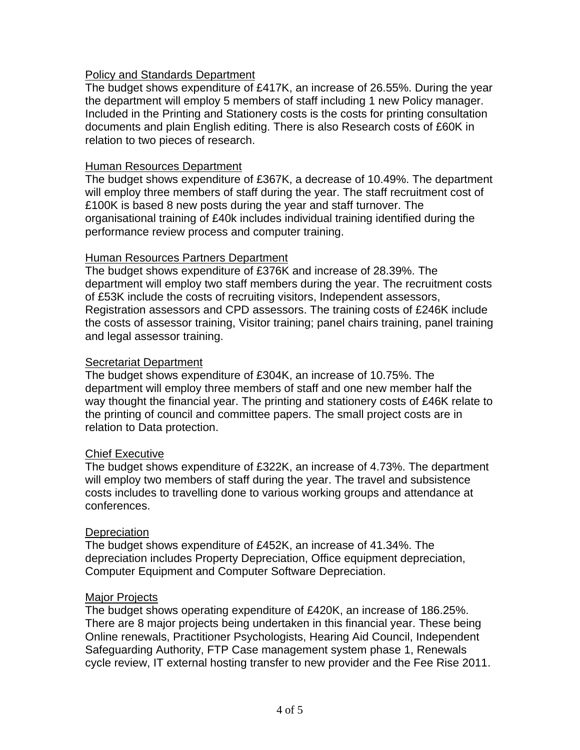Policy and Standards Department

The budget shows expenditure of £417K, an increase of 26.55%. During the year the department will employ 5 members of staff including 1 new Policy manager. Included in the Printing and Stationery costs is the costs for printing consultation documents and plain English editing. There is also Research costs of £60K in relation to two pieces of research.

Human Resources Department

The budget shows expenditure of £367K, a decrease of 10.49%. The department will employ three members of staff during the year. The staff recruitment cost of £100K is based 8 new posts during the year and staff turnover. The organisational training of £40k includes individual training identified during the performance review process and computer training.

Human Resources Partners Department

The budget shows expenditure of £376K and increase of 28.39%. The department will employ two staff members during the year. The recruitment costs of £53K include the costs of recruiting visitors, Independent assessors, Registration assessors and CPD assessors. The training costs of £246K include the costs of assessor training, Visitor training; panel chairs training, panel training and legal assessor training.

Secretariat Department

The budget shows expenditure of £304K, an increase of 10.75%. The department will employ three members of staff and one new member half the way thought the financial year. The printing and stationery costs of £46K relate to the printing of council and committee papers. The small project costs are in relation to Data protection.

Chief Executive

The budget shows expenditure of £322K, an increase of 4.73%. The department will employ two members of staff during the year. The travel and subsistence costs includes to travelling done to various working groups and attendance at conferences.

Depreciation

The budget shows expenditure of £452K, an increase of 41.34%. The depreciation includes Property Depreciation, Office equipment depreciation, Computer Equipment and Computer Software Depreciation.

Major Projects

The budget shows operating expenditure of £420K, an increase of 186.25%. There are 8 major projects being undertaken in this financial year. These being Online renewals, Practitioner Psychologists, Hearing Aid Council, Independent Safeguarding Authority, FTP Case management system phase 1, Renewals cycle review, IT external hosting transfer to new provider and the Fee Rise 2011.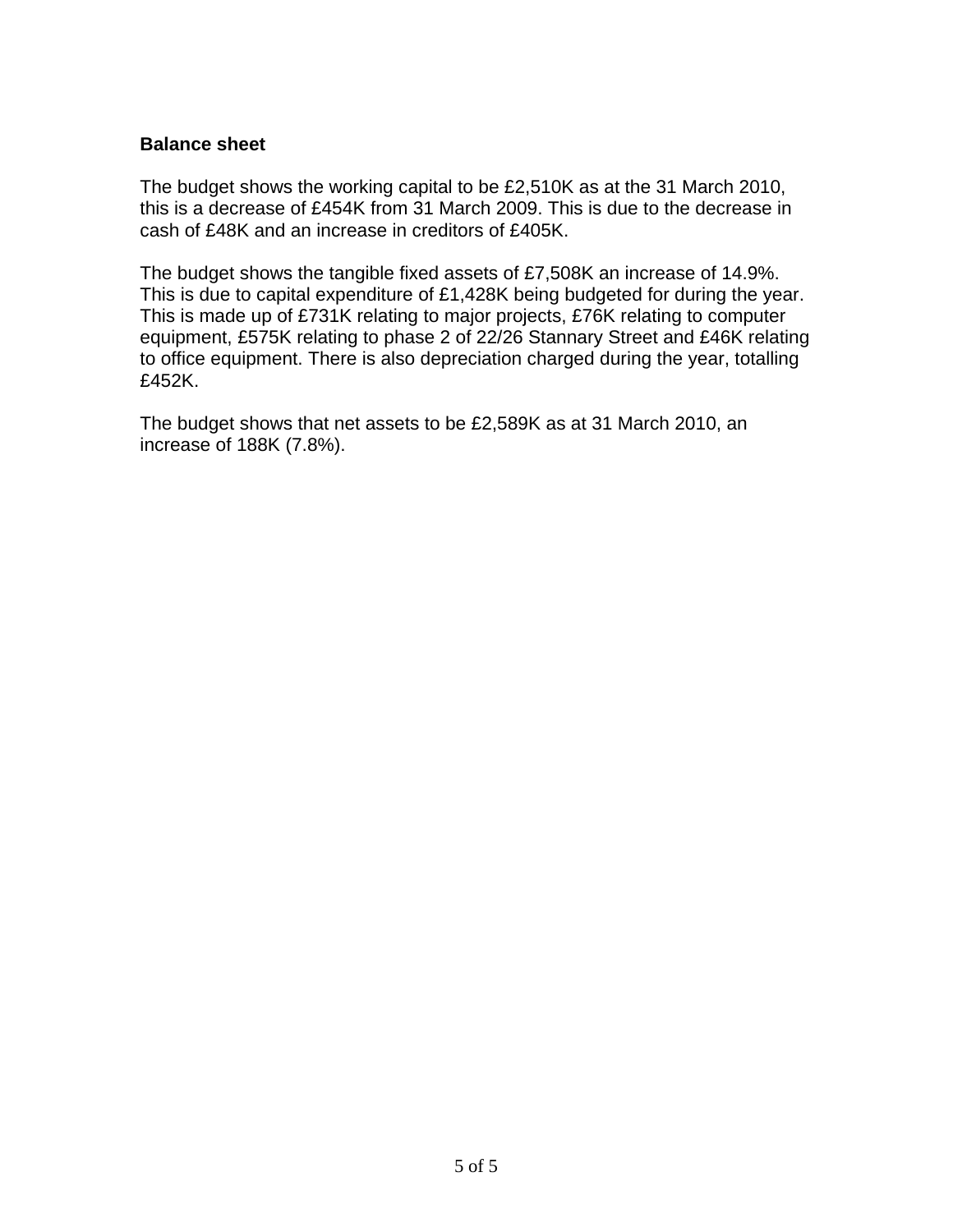**Balance sheet**

The budget shows the working capital to be £2,510K as at the 31 March 2010, this is a decrease of £454K from 31 March 2009. This is due to the decrease in cash of £48K and an increase in creditors of £405K.

The budget shows the tangible fixed assets of £7,508K an increase of 14.9%. This is due to capital expenditure of £1,428K being budgeted for during the year. This is made up of £731K relating to major projects, £76K relating to computer equipment, £575K relating to phase 2 of 22/26 Stannary Street and £46K relating to office equipment. There is also depreciation charged during the year, totalling £452K.

The budget shows that net assets to be £2,589K as at 31 March 2010, an increase of 188K (7.8%).